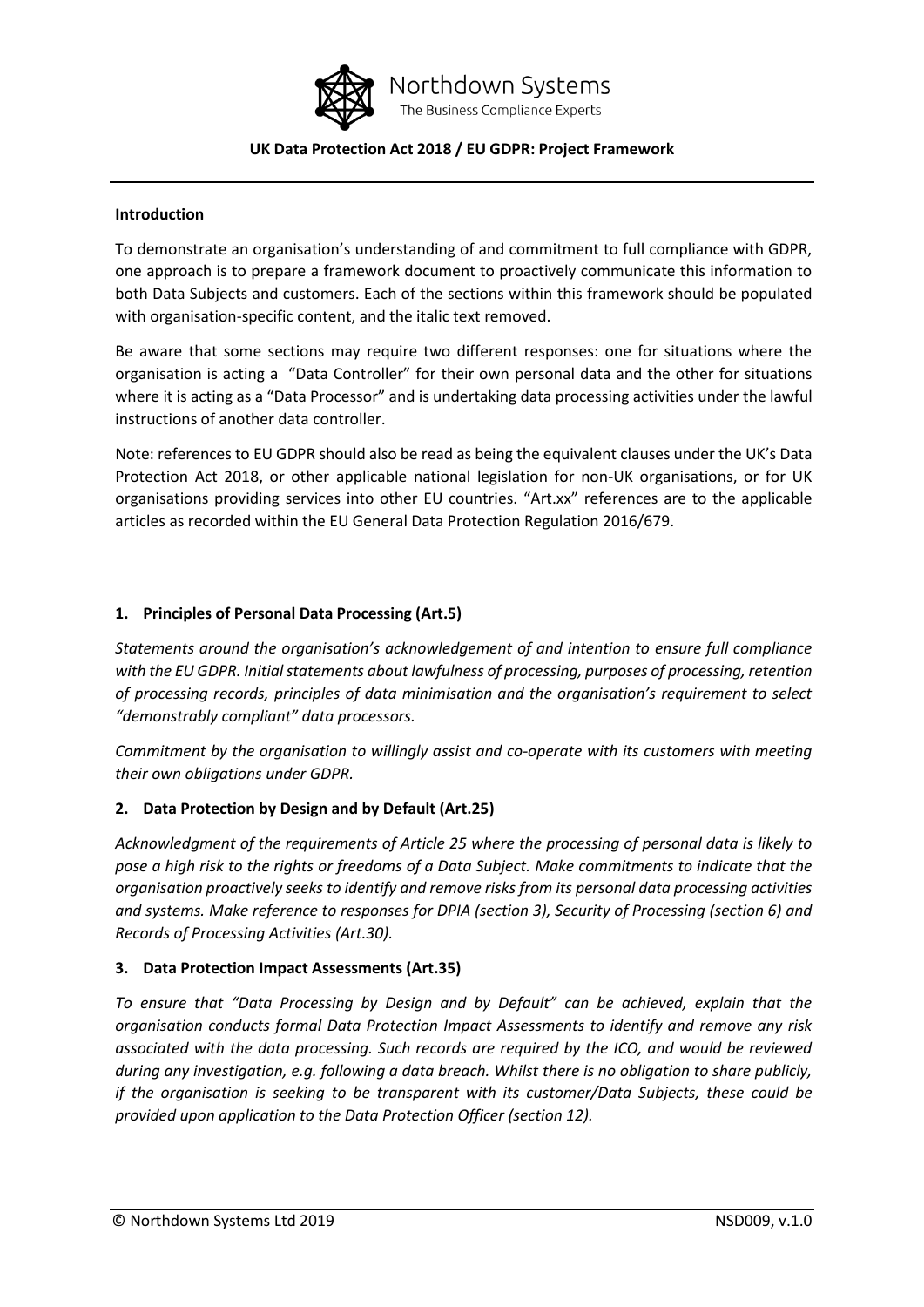Northdown Systems
The Business Compliance Experts

# UK Data Protection Act 2018 / EU GDPR: Project Framework

## Introduction

To demonstrate an organisation's understanding of and commitment to full compliance with GDPR, one approach is to prepare a framework document to proactively communicate this information to both Data Subjects and customers. Each of the sections within this framework should be populated with organisation-specific content, and the italic text removed.

Be aware that some sections may require two different responses: one for situations where the organisation is acting a "Data Controller" for their own personal data and the other for situations where it is acting as a "Data Processor" and is undertaking data processing activities under the lawful instructions of another data controller.

Note: references to EU GDPR should also be read as being the equivalent clauses under the UK's Data Protection Act 2018, or other applicable national legislation for non-UK organisations, or for UK organisations providing services into other EU countries. "Art.xx" references are to the applicable articles as recorded within the EU General Data Protection Regulation 2016/679.

## 1. Principles of Personal Data Processing (Art.5)

*Statements around the organisation's acknowledgement of and intention to ensure full compliance with the EU GDPR. Initial statements about lawfulness of processing, purposes of processing, retention of processing records, principles of data minimisation and the organisation's requirement to select "demonstrably compliant" data processors.*

*Commitment by the organisation to willingly assist and co-operate with its customers with meeting their own obligations under GDPR.*

## 2. Data Protection by Design and by Default (Art.25)

*Acknowledgment of the requirements of Article 25 where the processing of personal data is likely to pose a high risk to the rights or freedoms of a Data Subject. Make commitments to indicate that the organisation proactively seeks to identify and remove risks from its personal data processing activities and systems. Make reference to responses for DPIA (section 3), Security of Processing (section 6) and Records of Processing Activities (Art.30).*

## 3. Data Protection Impact Assessments (Art.35)

*To ensure that "Data Processing by Design and by Default" can be achieved, explain that the organisation conducts formal Data Protection Impact Assessments to identify and remove any risk associated with the data processing. Such records are required by the ICO, and would be reviewed during any investigation, e.g. following a data breach. Whilst there is no obligation to share publicly, if the organisation is seeking to be transparent with its customer/Data Subjects, these could be provided upon application to the Data Protection Officer (section 12).*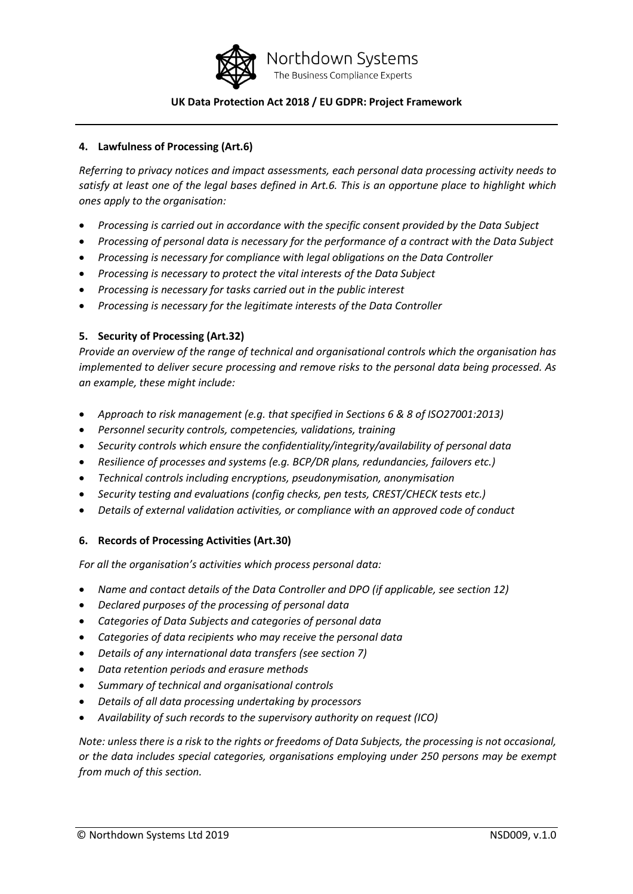## 4. Lawfulness of Processing (Art.6)

*Referring to privacy notices and impact assessments, each personal data processing activity needs to satisfy at least one of the legal bases defined in Art.6. This is an opportune place to highlight which ones apply to the organisation:*

- *Processing is carried out in accordance with the specific consent provided by the Data Subject*
- *Processing of personal data is necessary for the performance of a contract with the Data Subject*
- *Processing is necessary for compliance with legal obligations on the Data Controller*
- *Processing is necessary to protect the vital interests of the Data Subject*
- *Processing is necessary for tasks carried out in the public interest*
- *Processing is necessary for the legitimate interests of the Data Controller*

## 5. Security of Processing (Art.32)

*Provide an overview of the range of technical and organisational controls which the organisation has implemented to deliver secure processing and remove risks to the personal data being processed. As an example, these might include:*

- *Approach to risk management (e.g. that specified in Sections 6 & 8 of ISO27001:2013)*
- *Personnel security controls, competencies, validations, training*
- *Security controls which ensure the confidentiality/integrity/availability of personal data*
- *Resilience of processes and systems (e.g. BCP/DR plans, redundancies, failovers etc.)*
- *Technical controls including encryptions, pseudonymisation, anonymisation*
- *Security testing and evaluations (config checks, pen tests, CREST/CHECK tests etc.)*
- *Details of external validation activities, or compliance with an approved code of conduct*

## 6. Records of Processing Activities (Art.30)

*For all the organisation's activities which process personal data:*

- *Name and contact details of the Data Controller and DPO (if applicable, see section 12)*
- *Declared purposes of the processing of personal data*
- *Categories of Data Subjects and categories of personal data*
- *Categories of data recipients who may receive the personal data*
- *Details of any international data transfers (see section 7)*
- *Data retention periods and erasure methods*
- *Summary of technical and organisational controls*
- *Details of all data processing undertaking by processors*
- *Availability of such records to the supervisory authority on request (ICO)*

*Note: unless there is a risk to the rights or freedoms of Data Subjects, the processing is not occasional, or the data includes special categories, organisations employing under 250 persons may be exempt from much of this section.*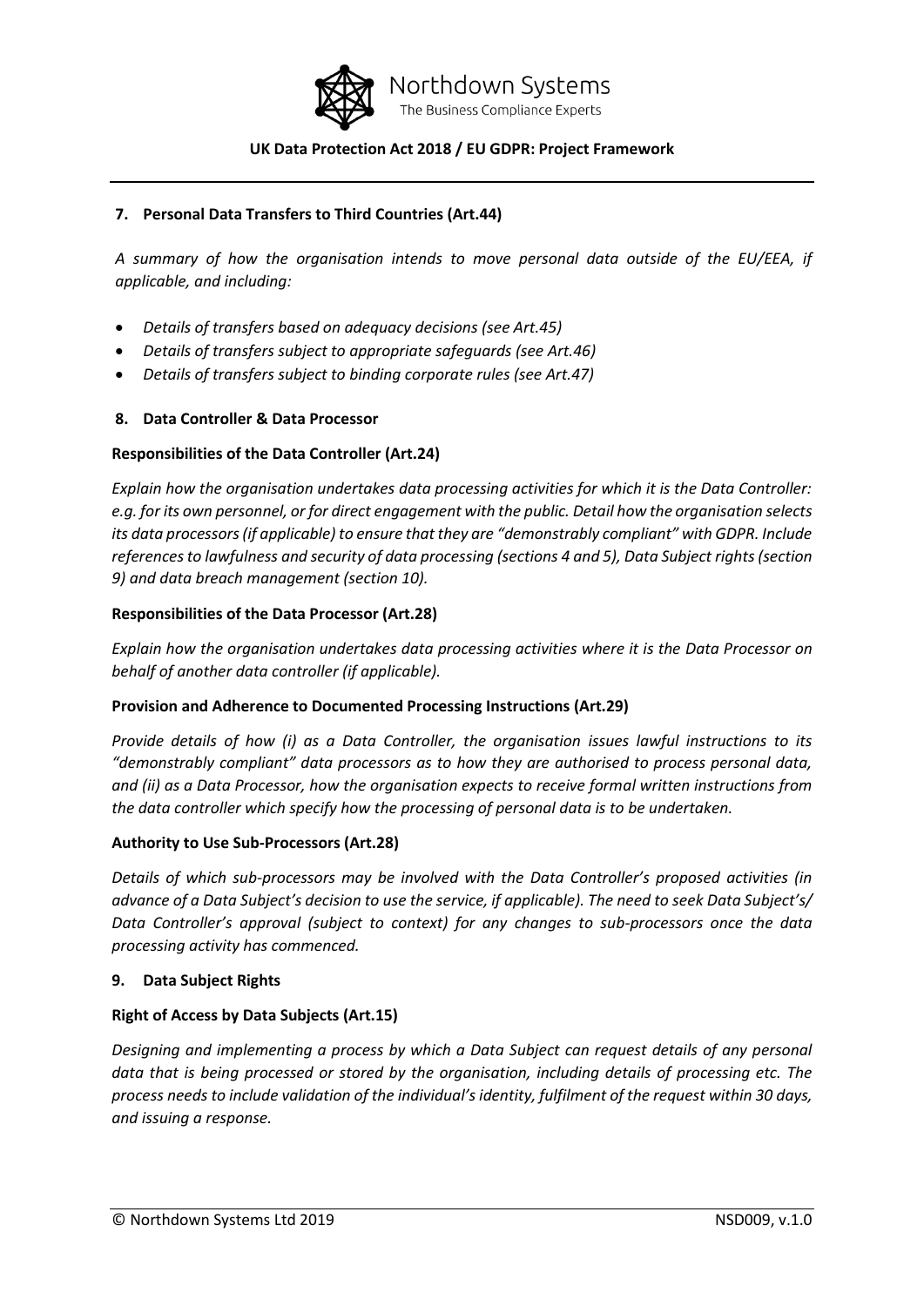## 7. Personal Data Transfers to Third Countries (Art.44)

*A summary of how the organisation intends to move personal data outside of the EU/EEA, if applicable, and including:*

- *Details of transfers based on adequacy decisions (see Art.45)*
- *Details of transfers subject to appropriate safeguards (see Art.46)*
- *Details of transfers subject to binding corporate rules (see Art.47)*

## 8. Data Controller & Data Processor

### Responsibilities of the Data Controller (Art.24)

*Explain how the organisation undertakes data processing activities for which it is the Data Controller: e.g. for its own personnel, or for direct engagement with the public. Detail how the organisation selects its data processors (if applicable) to ensure that they are "demonstrably compliant" with GDPR. Include references to lawfulness and security of data processing (sections 4 and 5), Data Subject rights (section 9) and data breach management (section 10).*

### Responsibilities of the Data Processor (Art.28)

*Explain how the organisation undertakes data processing activities where it is the Data Processor on behalf of another data controller (if applicable).*

### Provision and Adherence to Documented Processing Instructions (Art.29)

*Provide details of how (i) as a Data Controller, the organisation issues lawful instructions to its "demonstrably compliant" data processors as to how they are authorised to process personal data, and (ii) as a Data Processor, how the organisation expects to receive formal written instructions from the data controller which specify how the processing of personal data is to be undertaken.*

### Authority to Use Sub-Processors (Art.28)

*Details of which sub-processors may be involved with the Data Controller's proposed activities (in advance of a Data Subject's decision to use the service, if applicable). The need to seek Data Subject's/ Data Controller's approval (subject to context) for any changes to sub-processors once the data processing activity has commenced.*

## 9. Data Subject Rights

### Right of Access by Data Subjects (Art.15)

*Designing and implementing a process by which a Data Subject can request details of any personal data that is being processed or stored by the organisation, including details of processing etc. The process needs to include validation of the individual's identity, fulfilment of the request within 30 days, and issuing a response.*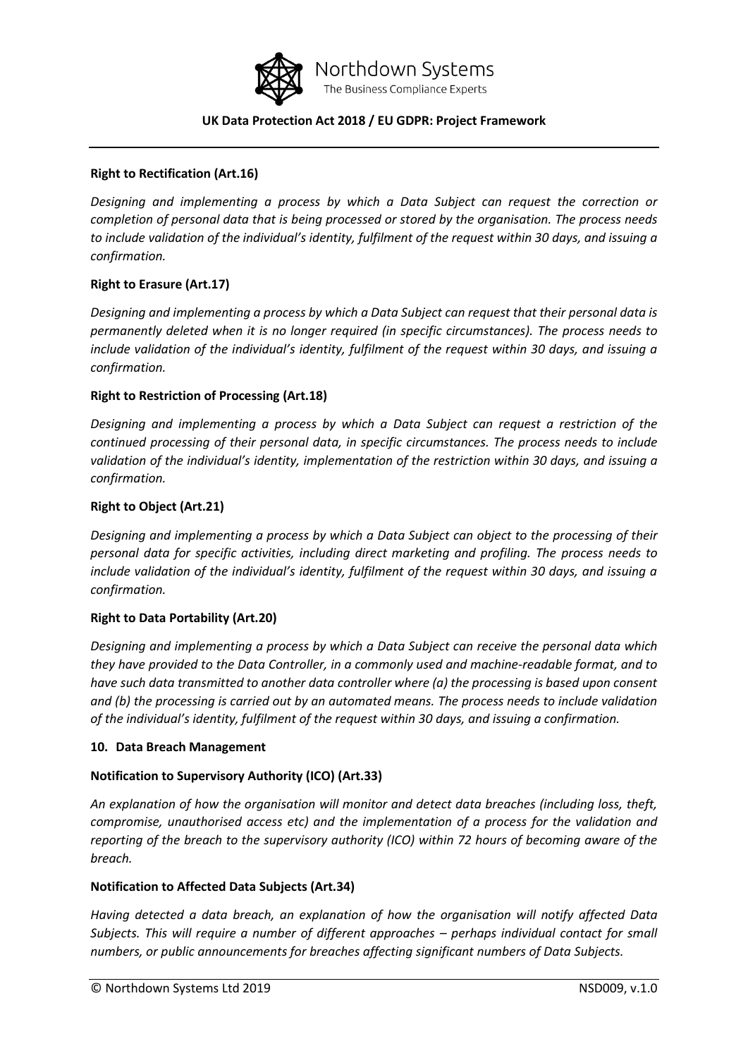**Right to Rectification (Art.16)**

*Designing and implementing a process by which a Data Subject can request the correction or completion of personal data that is being processed or stored by the organisation. The process needs to include validation of the individual's identity, fulfilment of the request within 30 days, and issuing a confirmation.*

**Right to Erasure (Art.17)**

*Designing and implementing a process by which a Data Subject can request that their personal data is permanently deleted when it is no longer required (in specific circumstances). The process needs to include validation of the individual's identity, fulfilment of the request within 30 days, and issuing a confirmation.*

**Right to Restriction of Processing (Art.18)**

*Designing and implementing a process by which a Data Subject can request a restriction of the continued processing of their personal data, in specific circumstances. The process needs to include validation of the individual's identity, implementation of the restriction within 30 days, and issuing a confirmation.*

**Right to Object (Art.21)**

*Designing and implementing a process by which a Data Subject can object to the processing of their personal data for specific activities, including direct marketing and profiling. The process needs to include validation of the individual's identity, fulfilment of the request within 30 days, and issuing a confirmation.*

**Right to Data Portability (Art.20)**

*Designing and implementing a process by which a Data Subject can receive the personal data which they have provided to the Data Controller, in a commonly used and machine-readable format, and to have such data transmitted to another data controller where (a) the processing is based upon consent and (b) the processing is carried out by an automated means. The process needs to include validation of the individual's identity, fulfilment of the request within 30 days, and issuing a confirmation.*

**10. Data Breach Management**

**Notification to Supervisory Authority (ICO) (Art.33)**

*An explanation of how the organisation will monitor and detect data breaches (including loss, theft, compromise, unauthorised access etc) and the implementation of a process for the validation and reporting of the breach to the supervisory authority (ICO) within 72 hours of becoming aware of the breach.*

**Notification to Affected Data Subjects (Art.34)**

*Having detected a data breach, an explanation of how the organisation will notify affected Data Subjects. This will require a number of different approaches – perhaps individual contact for small numbers, or public announcements for breaches affecting significant numbers of Data Subjects.*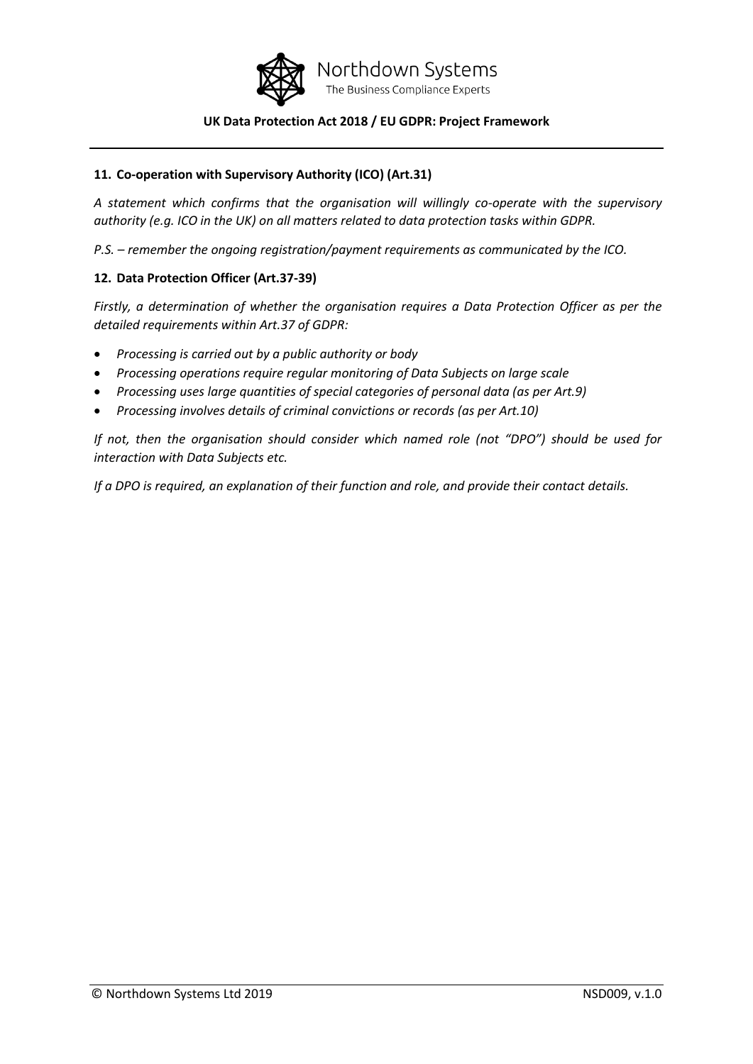### 11. Co-operation with Supervisory Authority (ICO) (Art.31)

*A statement which confirms that the organisation will willingly co-operate with the supervisory authority (e.g. ICO in the UK) on all matters related to data protection tasks within GDPR.*

*P.S. – remember the ongoing registration/payment requirements as communicated by the ICO.*

### 12. Data Protection Officer (Art.37-39)

*Firstly, a determination of whether the organisation requires a Data Protection Officer as per the detailed requirements within Art.37 of GDPR:*

- *Processing is carried out by a public authority or body*
- *Processing operations require regular monitoring of Data Subjects on large scale*
- *Processing uses large quantities of special categories of personal data (as per Art.9)*
- *Processing involves details of criminal convictions or records (as per Art.10)*

*If not, then the organisation should consider which named role (not "DPO") should be used for interaction with Data Subjects etc.*

*If a DPO is required, an explanation of their function and role, and provide their contact details.*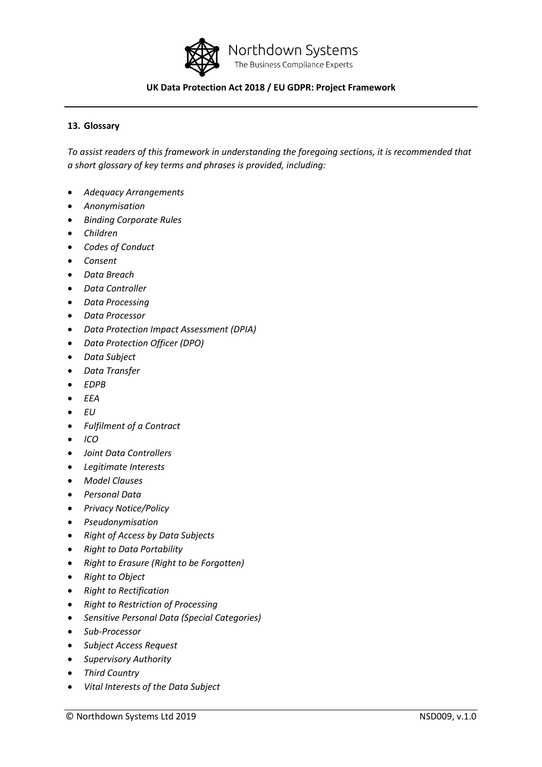### 13. Glossary

*To assist readers of this framework in understanding the foregoing sections, it is recommended that a short glossary of key terms and phrases is provided, including:*

- *Adequacy Arrangements*
- *Anonymisation*
- *Binding Corporate Rules*
- *Children*
- *Codes of Conduct*
- *Consent*
- *Data Breach*
- *Data Controller*
- *Data Processing*
- *Data Processor*
- *Data Protection Impact Assessment (DPIA)*
- *Data Protection Officer (DPO)*
- *Data Subject*
- *Data Transfer*
- *EDPB*
- *EEA*
- *EU*
- *Fulfilment of a Contract*
- *ICO*
- *Joint Data Controllers*
- *Legitimate Interests*
- *Model Clauses*
- *Personal Data*
- *Privacy Notice/Policy*
- *Pseudonymisation*
- *Right of Access by Data Subjects*
- *Right to Data Portability*
- *Right to Erasure (Right to be Forgotten)*
- *Right to Object*
- *Right to Rectification*
- *Right to Restriction of Processing*
- *Sensitive Personal Data (Special Categories)*
- *Sub-Processor*
- *Subject Access Request*
- *Supervisory Authority*
- *Third Country*
- *Vital Interests of the Data Subject*